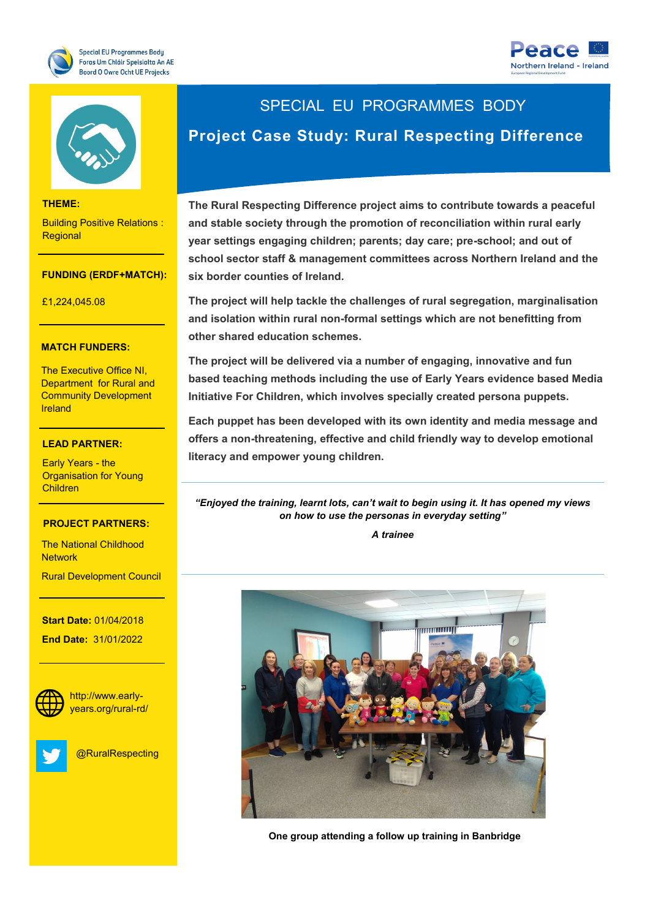Special EU Programmes Body
Foras Um Chláir Speisialta An AE
Boord O Owre Ocht UE Projecks

Peace
Northern Ireland - Ireland
European Regional Development Fund

# SPECIAL EU PROGRAMMES BODY

## Project Case Study: Rural Respecting Difference

**THEME:**

Building Positive Relations : Regional

**FUNDING (ERDF+MATCH):**

£1,224,045.08

**MATCH FUNDERS:**

The Executive Office NI, Department for Rural and Community Development Ireland

**LEAD PARTNER:**

Early Years - the Organisation for Young Children

**PROJECT PARTNERS:**

The National Childhood Network

Rural Development Council

**Start Date:** 01/04/2018

**End Date:** 31/01/2022

http://www.early-years.org/rural-rd/

@RuralRespecting

**The Rural Respecting Difference project aims to contribute towards a peaceful and stable society through the promotion of reconciliation within rural early year settings engaging children; parents; day care; pre-school; and out of school sector staff & management committees across Northern Ireland and the six border counties of Ireland.**

**The project will help tackle the challenges of rural segregation, marginalisation and isolation within rural non-formal settings which are not benefitting from other shared education schemes.**

**The project will be delivered via a number of engaging, innovative and fun based teaching methods including the use of Early Years evidence based Media Initiative For Children, which involves specially created persona puppets.**

**Each puppet has been developed with its own identity and media message and offers a non-threatening, effective and child friendly way to develop emotional literacy and empower young children.**

***"Enjoyed the training, learnt lots, can't wait to begin using it. It has opened my views on how to use the personas in everyday setting"***

***A trainee***

**One group attending a follow up training in Banbridge**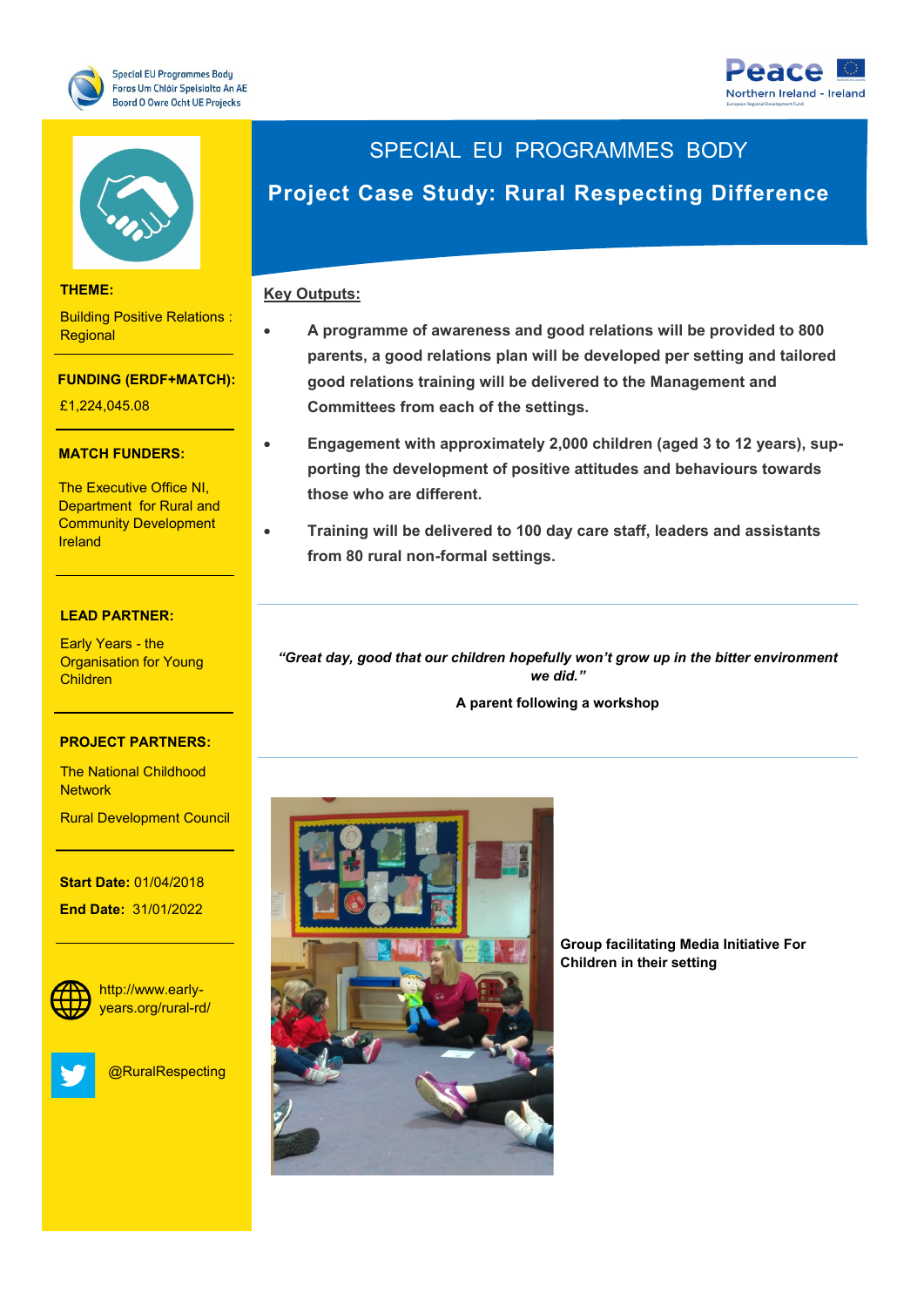Special EU Programmes Body
Foras Um Chláir Speisialta An AE
Boord O Owre Ocht UE Projecks

Peace
Northern Ireland - Ireland

# SPECIAL EU PROGRAMMES BODY

## Project Case Study: Rural Respecting Difference

**THEME:**

Building Positive Relations : Regional

**FUNDING (ERDF+MATCH):**

£1,224,045.08

**MATCH FUNDERS:**

The Executive Office NI, Department for Rural and Community Development Ireland

**LEAD PARTNER:**

Early Years - the Organisation for Young Children

**PROJECT PARTNERS:**

The National Childhood Network

Rural Development Council

**Start Date:** 01/04/2018

**End Date:** 31/01/2022

http://www.early-years.org/rural-rd/

@RuralRespecting

**Key Outputs:**

- **A programme of awareness and good relations will be provided to 800 parents, a good relations plan will be developed per setting and tailored good relations training will be delivered to the Management and Committees from each of the settings.**
- **Engagement with approximately 2,000 children (aged 3 to 12 years), supporting the development of positive attitudes and behaviours towards those who are different.**
- **Training will be delivered to 100 day care staff, leaders and assistants from 80 rural non-formal settings.**

***"Great day, good that our children hopefully won't grow up in the bitter environment we did."***

**A parent following a workshop**

**Group facilitating Media Initiative For Children in their setting**